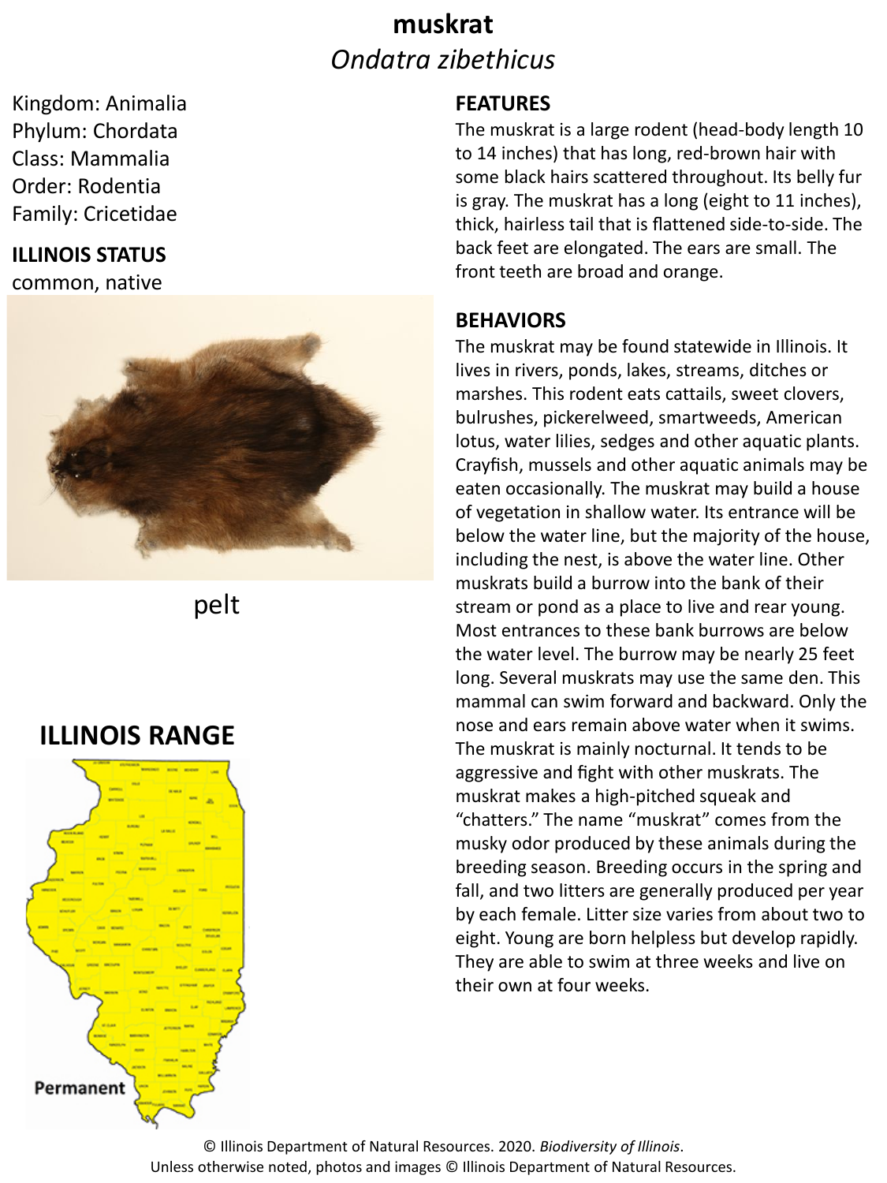# muskrat

*Ondatra zibethicus*

Kingdom: Animalia
Phylum: Chordata
Class: Mammalia
Order: Rodentia
Family: Cricetidae

## ILLINOIS STATUS

common, native

pelt

## ILLINOIS RANGE

Permanent

## FEATURES

The muskrat is a large rodent (head-body length 10 to 14 inches) that has long, red-brown hair with some black hairs scattered throughout. Its belly fur is gray. The muskrat has a long (eight to 11 inches), thick, hairless tail that is flattened side-to-side. The back feet are elongated. The ears are small. The front teeth are broad and orange.

## BEHAVIORS

The muskrat may be found statewide in Illinois. It lives in rivers, ponds, lakes, streams, ditches or marshes. This rodent eats cattails, sweet clovers, bulrushes, pickerelweed, smartweeds, American lotus, water lilies, sedges and other aquatic plants. Crayfish, mussels and other aquatic animals may be eaten occasionally. The muskrat may build a house of vegetation in shallow water. Its entrance will be below the water line, but the majority of the house, including the nest, is above the water line. Other muskrats build a burrow into the bank of their stream or pond as a place to live and rear young. Most entrances to these bank burrows are below the water level. The burrow may be nearly 25 feet long. Several muskrats may use the same den. This mammal can swim forward and backward. Only the nose and ears remain above water when it swims. The muskrat is mainly nocturnal. It tends to be aggressive and fight with other muskrats. The muskrat makes a high-pitched squeak and "chatters." The name "muskrat" comes from the musky odor produced by these animals during the breeding season. Breeding occurs in the spring and fall, and two litters are generally produced per year by each female. Litter size varies from about two to eight. Young are born helpless but develop rapidly. They are able to swim at three weeks and live on their own at four weeks.

© Illinois Department of Natural Resources. 2020. *Biodiversity of Illinois*.
Unless otherwise noted, photos and images © Illinois Department of Natural Resources.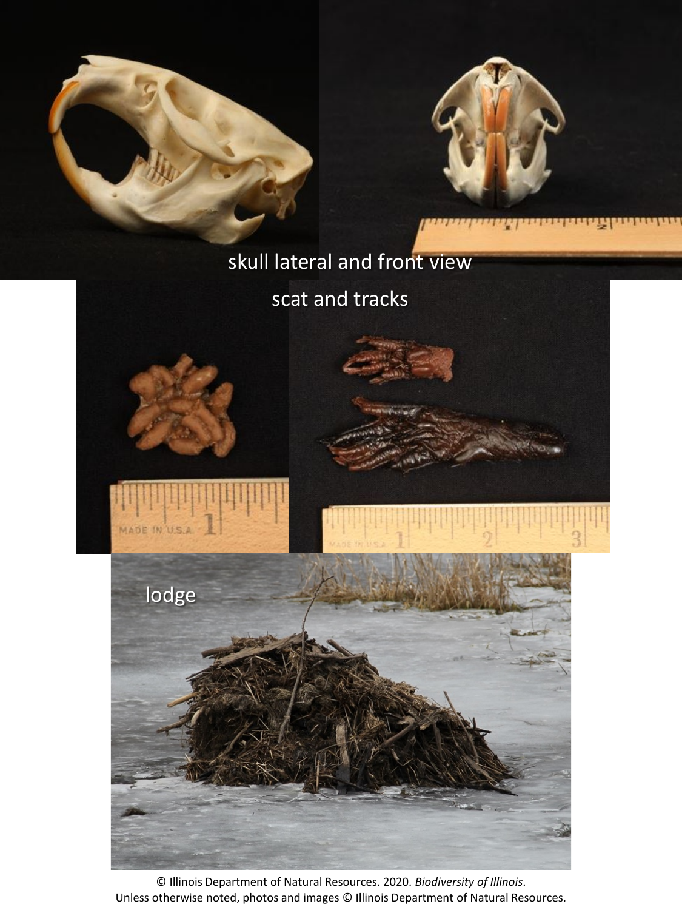skull lateral and front view

scat and tracks

lodge

© Illinois Department of Natural Resources. 2020. *Biodiversity of Illinois*.
Unless otherwise noted, photos and images © Illinois Department of Natural Resources.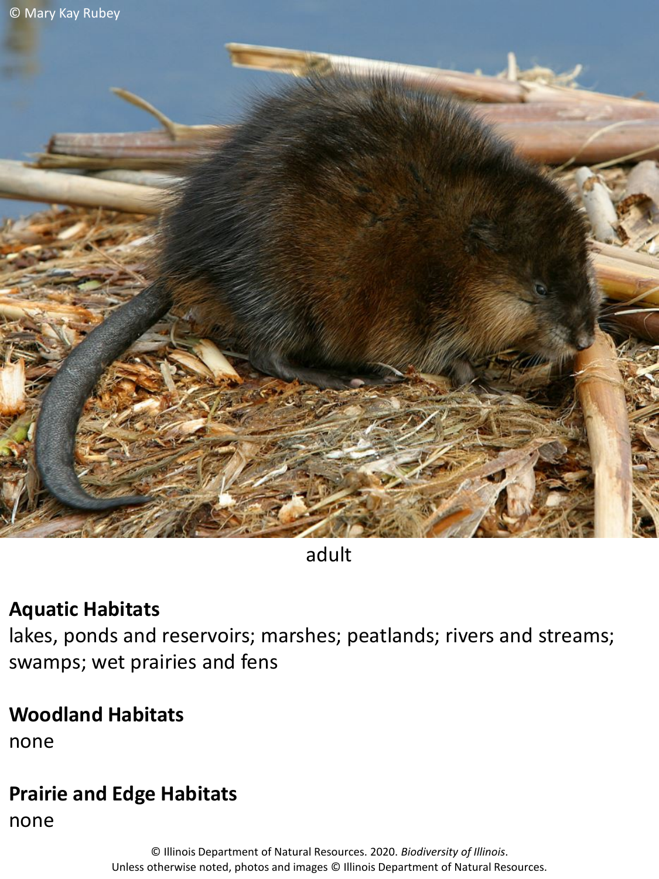© Mary Kay Rubey

adult

**Aquatic Habitats**
lakes, ponds and reservoirs; marshes; peatlands; rivers and streams; swamps; wet prairies and fens

**Woodland Habitats**
none

**Prairie and Edge Habitats**
none

© Illinois Department of Natural Resources. 2020. *Biodiversity of Illinois*.
Unless otherwise noted, photos and images © Illinois Department of Natural Resources.